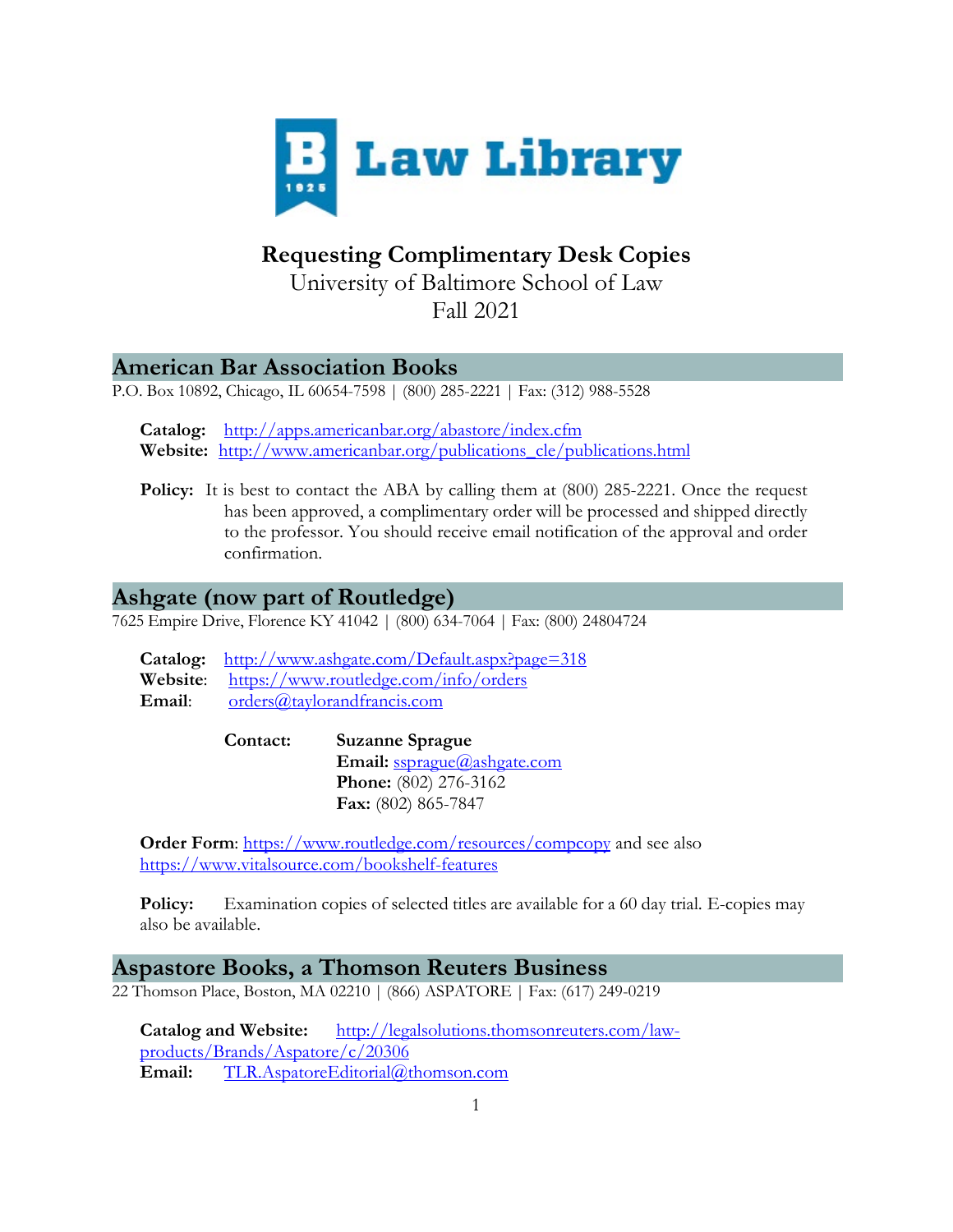# Law Library

## Requesting Complimentary Desk Copies

University of Baltimore School of Law
Fall 2021

## American Bar Association Books

P.O. Box 10892, Chicago, IL 60654-7598 | (800) 285-2221 | Fax: (312) 988-5528

**Catalog:** http://apps.americanbar.org/abastore/index.cfm
**Website:** http://www.americanbar.org/publications_cle/publications.html

**Policy:** It is best to contact the ABA by calling them at (800) 285-2221. Once the request has been approved, a complimentary order will be processed and shipped directly to the professor. You should receive email notification of the approval and order confirmation.

## Ashgate (now part of Routledge)

7625 Empire Drive, Florence KY 41042 | (800) 634-7064 | Fax: (800) 24804724

**Catalog:** http://www.ashgate.com/Default.aspx?page=318
**Website**: https://www.routledge.com/info/orders
**Email**: orders@taylorandfrancis.com

**Contact:** **Suzanne Sprague**
**Email:** ssprague@ashgate.com
**Phone:** (802) 276-3162
**Fax:** (802) 865-7847

**Order Form**: https://www.routledge.com/resources/compcopy and see also https://www.vitalsource.com/bookshelf-features

**Policy:** Examination copies of selected titles are available for a 60 day trial. E-copies may also be available.

## Aspastore Books, a Thomson Reuters Business

22 Thomson Place, Boston, MA 02210 | (866) ASPATORE | Fax: (617) 249-0219

**Catalog and Website:** http://legalsolutions.thomsonreuters.com/law-products/Brands/Aspatore/c/20306
**Email:** TLR.AspatoreEditorial@thomson.com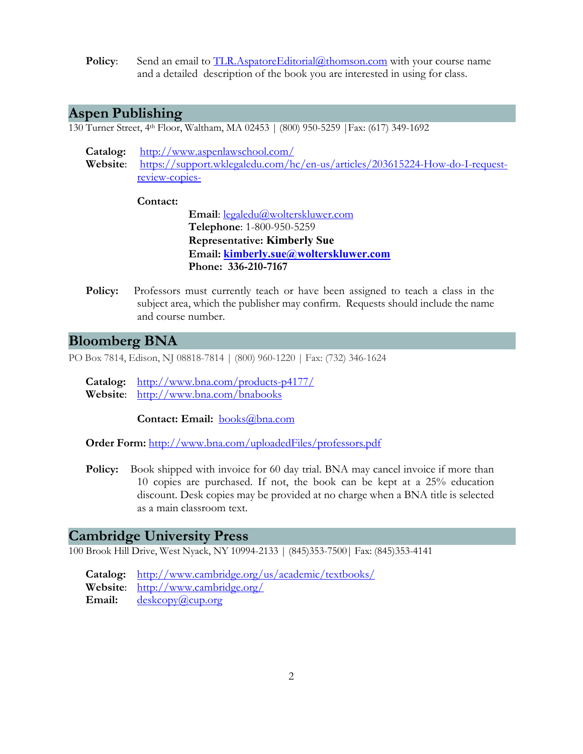**Policy**: Send an email to TLR.AspatoreEditorial@thomson.com with your course name and a detailed description of the book you are interested in using for class.

## Aspen Publishing

130 Turner Street, 4th Floor, Waltham, MA 02453 | (800) 950-5259 |Fax: (617) 349-1692

**Catalog:** http://www.aspenlawschool.com/
**Website**: https://support.wklegaledu.com/hc/en-us/articles/203615224-How-do-I-request-review-copies-

**Contact:**

**Email**: legaledu@wolterskluwer.com
**Telephone**: 1-800-950-5259
**Representative: Kimberly Sue**
**Email: kimberly.sue@wolterskluwer.com**
**Phone: 336-210-7167**

**Policy:** Professors must currently teach or have been assigned to teach a class in the subject area, which the publisher may confirm. Requests should include the name and course number.

## Bloomberg BNA

PO Box 7814, Edison, NJ 08818-7814 | (800) 960-1220 | Fax: (732) 346-1624

**Catalog:** http://www.bna.com/products-p4177/
**Website**: http://www.bna.com/bnabooks

**Contact: Email:** books@bna.com

**Order Form:** http://www.bna.com/uploadedFiles/professors.pdf

**Policy:** Book shipped with invoice for 60 day trial. BNA may cancel invoice if more than 10 copies are purchased. If not, the book can be kept at a 25% education discount. Desk copies may be provided at no charge when a BNA title is selected as a main classroom text.

## Cambridge University Press

100 Brook Hill Drive, West Nyack, NY 10994-2133 | (845)353-7500| Fax: (845)353-4141

**Catalog:** http://www.cambridge.org/us/academic/textbooks/
**Website**: http://www.cambridge.org/
**Email:** deskcopy@cup.org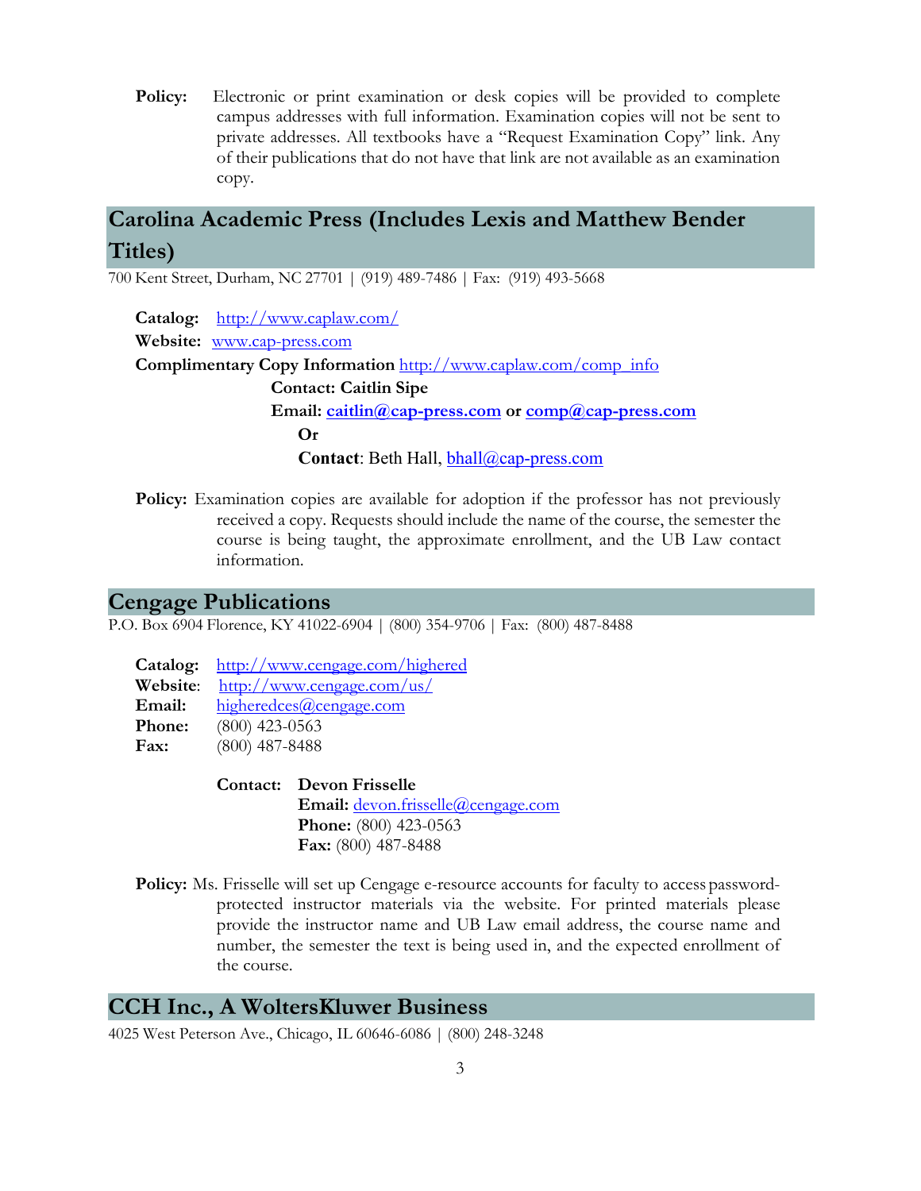**Policy:** Electronic or print examination or desk copies will be provided to complete campus addresses with full information. Examination copies will not be sent to private addresses. All textbooks have a "Request Examination Copy" link. Any of their publications that do not have that link are not available as an examination copy.

## Carolina Academic Press (Includes Lexis and Matthew Bender Titles)

700 Kent Street, Durham, NC 27701 | (919) 489-7486 | Fax: (919) 493-5668

**Catalog:** http://www.caplaw.com/
**Website:** www.cap-press.com
**Complimentary Copy Information** http://www.caplaw.com/comp_info

**Contact: Caitlin Sipe**
**Email: caitlin@cap-press.com or comp@cap-press.com**
**Or**
**Contact**: Beth Hall, bhall@cap-press.com

**Policy:** Examination copies are available for adoption if the professor has not previously received a copy. Requests should include the name of the course, the semester the course is being taught, the approximate enrollment, and the UB Law contact information.

## Cengage Publications

P.O. Box 6904 Florence, KY 41022-6904 | (800) 354-9706 | Fax: (800) 487-8488

**Catalog:** http://www.cengage.com/highered
**Website**: http://www.cengage.com/us/
**Email:** higheredces@cengage.com
**Phone:** (800) 423-0563
**Fax:** (800) 487-8488

**Contact: Devon Frisselle**
**Email:** devon.frisselle@cengage.com
**Phone:** (800) 423-0563
**Fax:** (800) 487-8488

**Policy:** Ms. Frisselle will set up Cengage e-resource accounts for faculty to access password-protected instructor materials via the website. For printed materials please provide the instructor name and UB Law email address, the course name and number, the semester the text is being used in, and the expected enrollment of the course.

## CCH Inc., A WoltersKluwer Business

4025 West Peterson Ave., Chicago, IL 60646-6086 | (800) 248-3248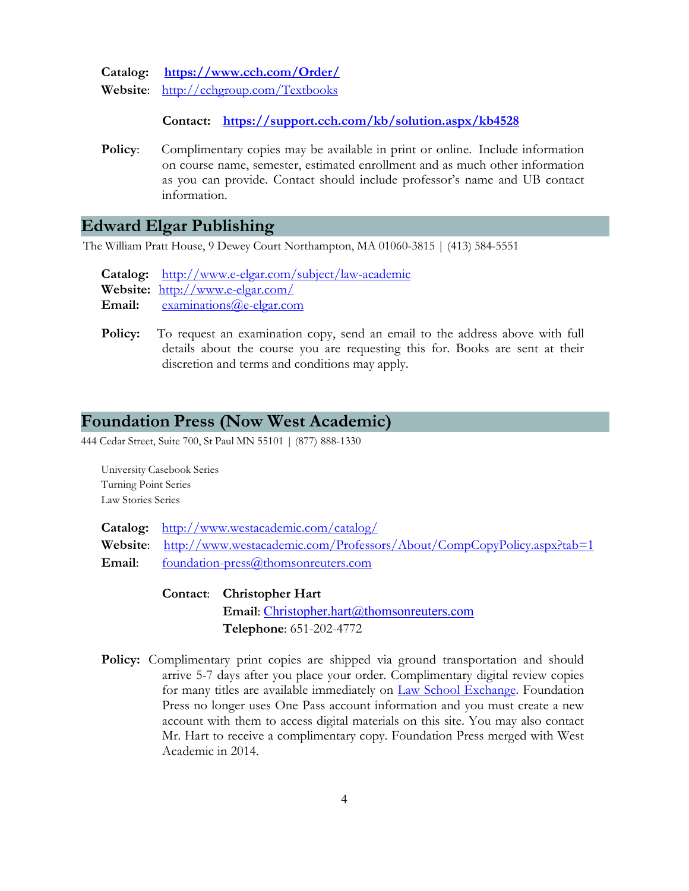**Catalog:** **https://www.cch.com/Order/**
**Website**: http://cchgroup.com/Textbooks

**Contact:** **https://support.cch.com/kb/solution.aspx/kb4528**

**Policy**: Complimentary copies may be available in print or online. Include information on course name, semester, estimated enrollment and as much other information as you can provide. Contact should include professor's name and UB contact information.

## Edward Elgar Publishing

The William Pratt House, 9 Dewey Court Northampton, MA 01060-3815 | (413) 584-5551

**Catalog:** http://www.e-elgar.com/subject/law-academic
**Website:** http://www.e-elgar.com/
**Email:** examinations@e-elgar.com

**Policy:** To request an examination copy, send an email to the address above with full details about the course you are requesting this for. Books are sent at their discretion and terms and conditions may apply.

## Foundation Press (Now West Academic)

444 Cedar Street, Suite 700, St Paul MN 55101 | (877) 888-1330

University Casebook Series
Turning Point Series
Law Stories Series

**Catalog:** http://www.westacademic.com/catalog/
**Website**: http://www.westacademic.com/Professors/About/CompCopyPolicy.aspx?tab=1
**Email**: foundation-press@thomsonreuters.com

**Contact**: **Christopher Hart**
**Email**: Christopher.hart@thomsonreuters.com
**Telephone**: 651-202-4772

**Policy:** Complimentary print copies are shipped via ground transportation and should arrive 5-7 days after you place your order. Complimentary digital review copies for many titles are available immediately on Law School Exchange. Foundation Press no longer uses One Pass account information and you must create a new account with them to access digital materials on this site. You may also contact Mr. Hart to receive a complimentary copy. Foundation Press merged with West Academic in 2014.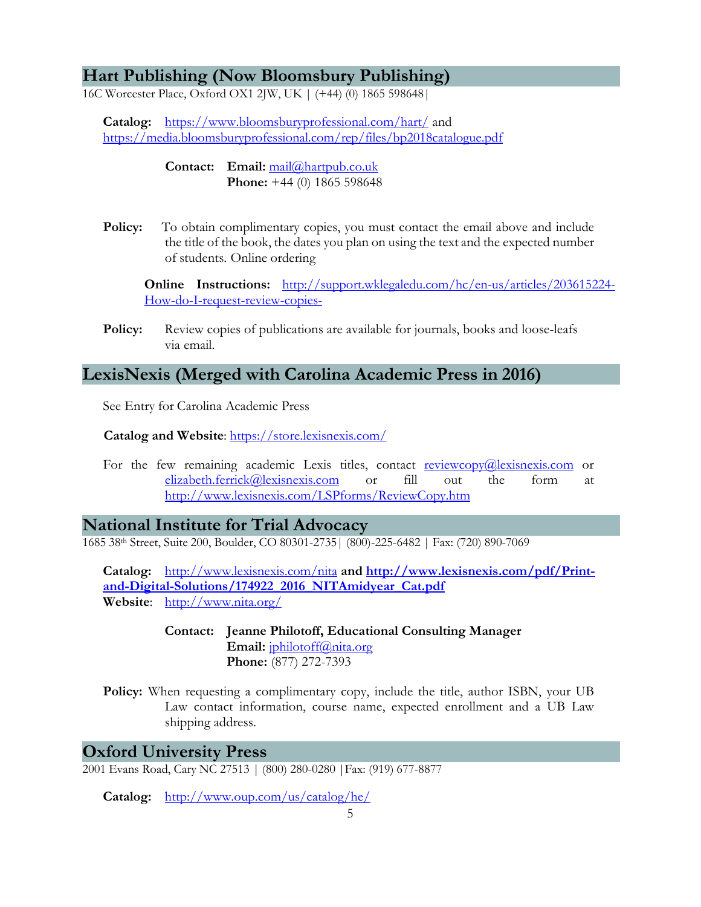## Hart Publishing (Now Bloomsbury Publishing)

16C Worcester Place, Oxford OX1 2JW, UK | (+44) (0) 1865 598648|

**Catalog:** https://www.bloomsburyprofessional.com/hart/ and https://media.bloomsburyprofessional.com/rep/files/bp2018catalogue.pdf

**Contact:** **Email:** mail@hartpub.co.uk
**Phone:** +44 (0) 1865 598648

**Policy:** To obtain complimentary copies, you must contact the email above and include the title of the book, the dates you plan on using the text and the expected number of students. Online ordering

**Online Instructions:** http://support.wklegaledu.com/hc/en-us/articles/203615224-How-do-I-request-review-copies-

**Policy:** Review copies of publications are available for journals, books and loose-leafs via email.

## LexisNexis (Merged with Carolina Academic Press in 2016)

See Entry for Carolina Academic Press

**Catalog and Website**: https://store.lexisnexis.com/

For the few remaining academic Lexis titles, contact reviewcopy@lexisnexis.com or elizabeth.ferrick@lexisnexis.com or fill out the form at http://www.lexisnexis.com/LSPforms/ReviewCopy.htm

## National Institute for Trial Advocacy

1685 38th Street, Suite 200, Boulder, CO 80301-2735| (800)-225-6482 | Fax: (720) 890-7069

**Catalog:** http://www.lexisnexis.com/nita **and http://www.lexisnexis.com/pdf/Print-and-Digital-Solutions/174922_2016_NITAmidyear_Cat.pdf**
**Website**: http://www.nita.org/

**Contact:** **Jeanne Philotoff, Educational Consulting Manager**
**Email:** jphilotoff@nita.org
**Phone:** (877) 272-7393

**Policy:** When requesting a complimentary copy, include the title, author ISBN, your UB Law contact information, course name, expected enrollment and a UB Law shipping address.

## Oxford University Press

2001 Evans Road, Cary NC 27513 | (800) 280-0280 |Fax: (919) 677-8877

**Catalog:** http://www.oup.com/us/catalog/he/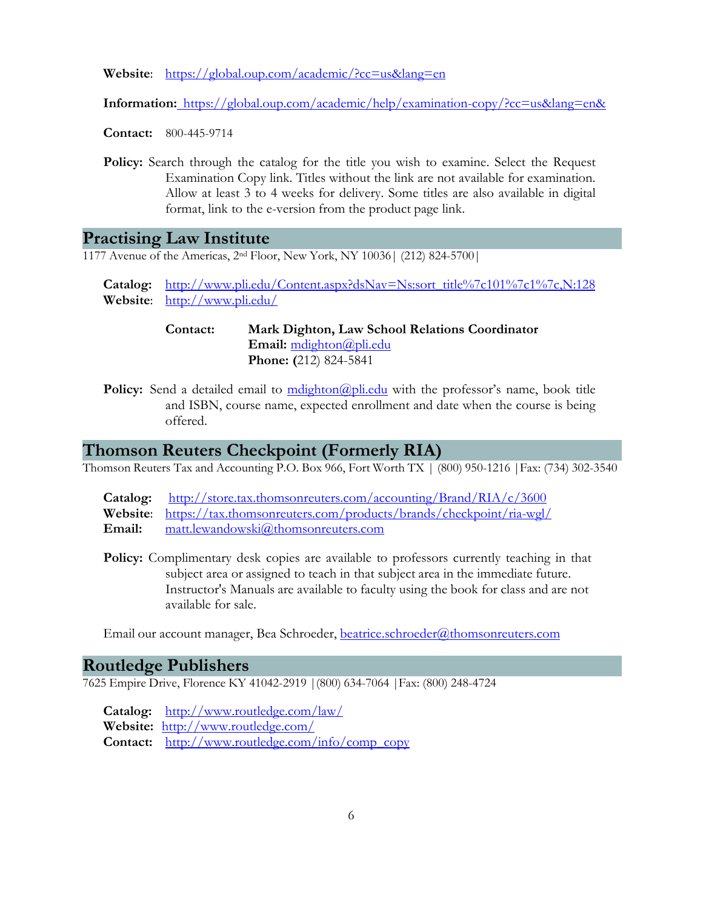**Website**: https://global.oup.com/academic/?cc=us&lang=en

**Information:** https://global.oup.com/academic/help/examination-copy/?cc=us&lang=en&

**Contact:** 800-445-9714

**Policy:** Search through the catalog for the title you wish to examine. Select the Request Examination Copy link. Titles without the link are not available for examination. Allow at least 3 to 4 weeks for delivery. Some titles are also available in digital format, link to the e-version from the product page link.

## Practising Law Institute

1177 Avenue of the Americas, 2nd Floor, New York, NY 10036 | (212) 824-5700 |

**Catalog:** http://www.pli.edu/Content.aspx?dsNav=Ns:sort_title%7c101%7c1%7c,N:128
**Website**: http://www.pli.edu/

**Contact:** **Mark Dighton, Law School Relations Coordinator**
**Email:** mdighton@pli.edu
**Phone: (**212) 824-5841

**Policy:** Send a detailed email to mdighton@pli.edu with the professor's name, book title and ISBN, course name, expected enrollment and date when the course is being offered.

## Thomson Reuters Checkpoint (Formerly RIA)

Thomson Reuters Tax and Accounting P.O. Box 966, Fort Worth TX | (800) 950-1216 | Fax: (734) 302-3540

**Catalog:** http://store.tax.thomsonreuters.com/accounting/Brand/RIA/c/3600
**Website**: https://tax.thomsonreuters.com/products/brands/checkpoint/ria-wgl/
**Email:** matt.lewandowski@thomsonreuters.com

**Policy:** Complimentary desk copies are available to professors currently teaching in that subject area or assigned to teach in that subject area in the immediate future. Instructor's Manuals are available to faculty using the book for class and are not available for sale.

Email our account manager, Bea Schroeder, beatrice.schroeder@thomsonreuters.com

## Routledge Publishers

7625 Empire Drive, Florence KY 41042-2919 | (800) 634-7064 | Fax: (800) 248-4724

**Catalog:** http://www.routledge.com/law/
**Website:** http://www.routledge.com/
**Contact:** http://www.routledge.com/info/comp_copy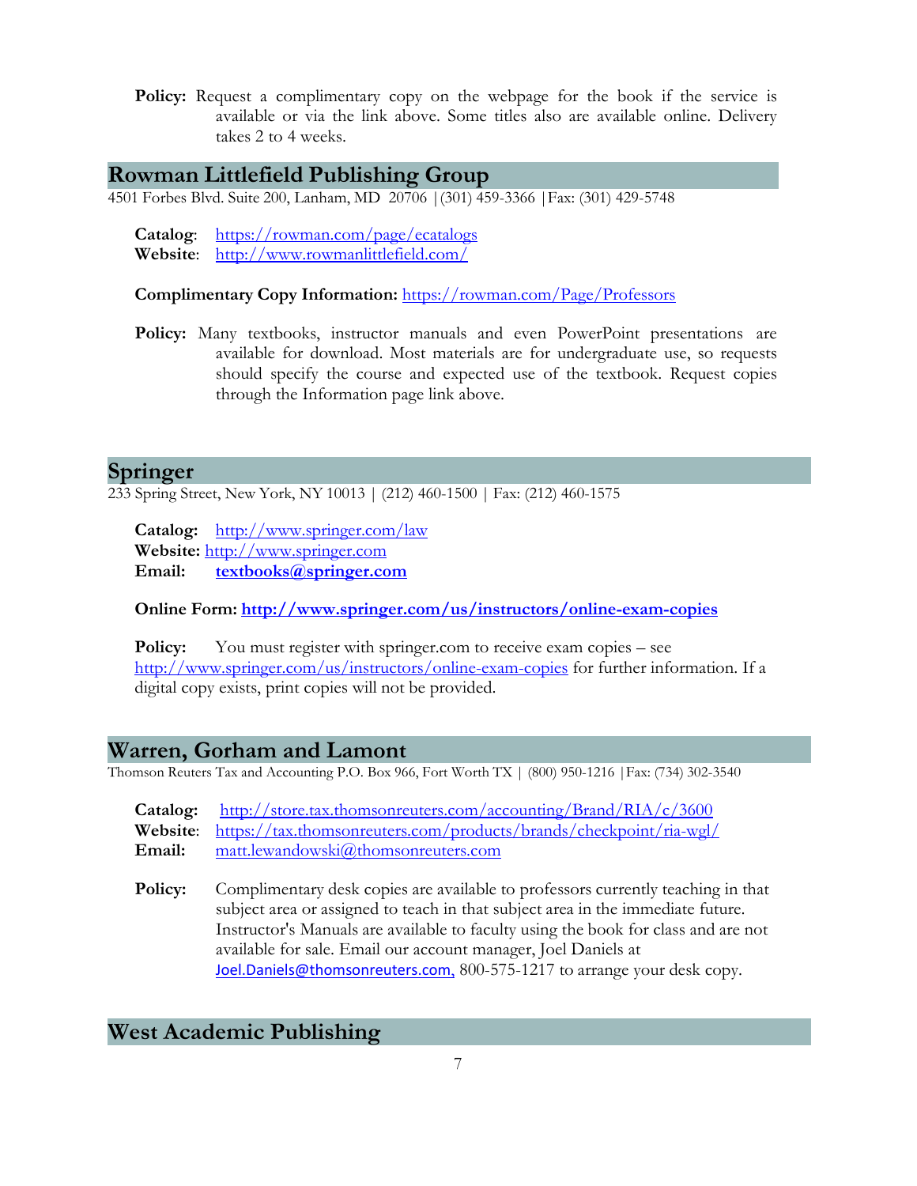**Policy:** Request a complimentary copy on the webpage for the book if the service is available or via the link above. Some titles also are available online. Delivery takes 2 to 4 weeks.

## Rowman Littlefield Publishing Group

4501 Forbes Blvd. Suite 200, Lanham, MD 20706 | (301) 459-3366 | Fax: (301) 429-5748

**Catalog**: https://rowman.com/page/ecatalogs
**Website**: http://www.rowmanlittlefield.com/

**Complimentary Copy Information:** https://rowman.com/Page/Professors

**Policy:** Many textbooks, instructor manuals and even PowerPoint presentations are available for download. Most materials are for undergraduate use, so requests should specify the course and expected use of the textbook. Request copies through the Information page link above.

## Springer

233 Spring Street, New York, NY 10013 | (212) 460-1500 | Fax: (212) 460-1575

**Catalog:** http://www.springer.com/law
**Website:** http://www.springer.com
**Email:** **textbooks@springer.com**

**Online Form: http://www.springer.com/us/instructors/online-exam-copies**

**Policy:** You must register with springer.com to receive exam copies – see http://www.springer.com/us/instructors/online-exam-copies for further information. If a digital copy exists, print copies will not be provided.

## Warren, Gorham and Lamont

Thomson Reuters Tax and Accounting P.O. Box 966, Fort Worth TX | (800) 950-1216 | Fax: (734) 302-3540

**Catalog:** http://store.tax.thomsonreuters.com/accounting/Brand/RIA/c/3600
**Website**: https://tax.thomsonreuters.com/products/brands/checkpoint/ria-wgl/
**Email:** matt.lewandowski@thomsonreuters.com

**Policy:** Complimentary desk copies are available to professors currently teaching in that subject area or assigned to teach in that subject area in the immediate future. Instructor's Manuals are available to faculty using the book for class and are not available for sale. Email our account manager, Joel Daniels at Joel.Daniels@thomsonreuters.com, 800-575-1217 to arrange your desk copy.

## West Academic Publishing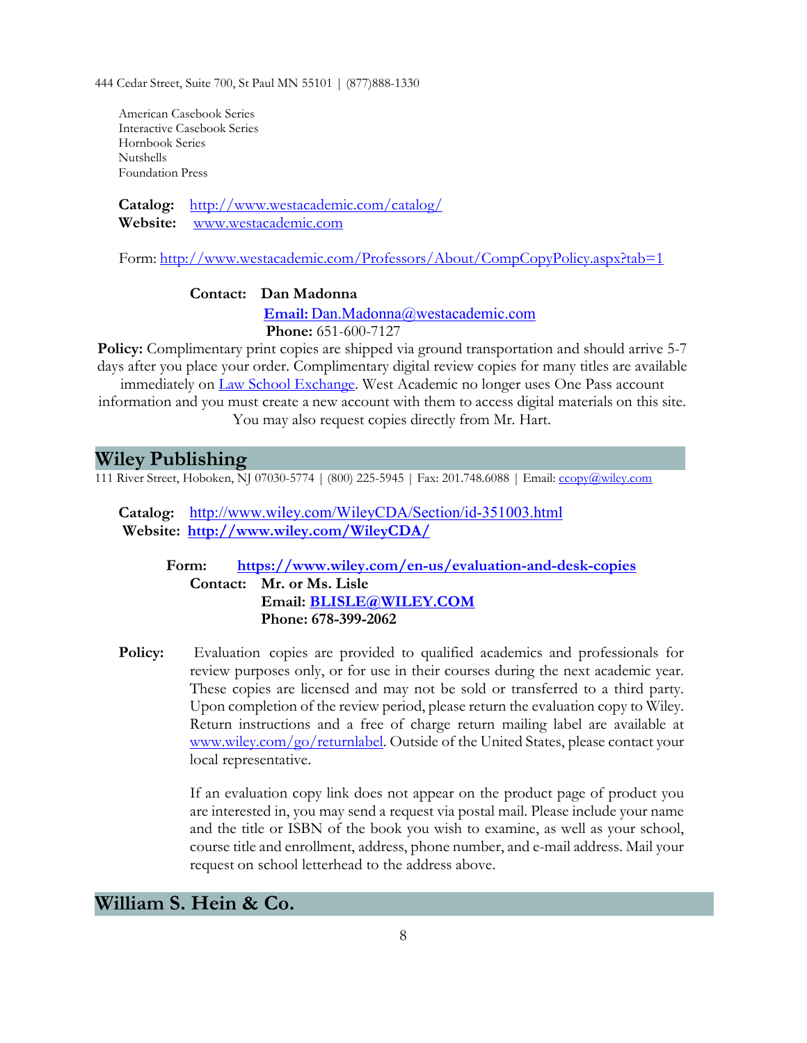444 Cedar Street, Suite 700, St Paul MN 55101 | (877)888-1330

American Casebook Series
Interactive Casebook Series
Hornbook Series
Nutshells
Foundation Press

**Catalog:** http://www.westacademic.com/catalog/
**Website:** www.westacademic.com

Form: http://www.westacademic.com/Professors/About/CompCopyPolicy.aspx?tab=1

**Contact:** **Dan Madonna**
**Email:** Dan.Madonna@westacademic.com
**Phone:** 651-600-7127

**Policy:** Complimentary print copies are shipped via ground transportation and should arrive 5-7 days after you place your order. Complimentary digital review copies for many titles are available immediately on Law School Exchange. West Academic no longer uses One Pass account information and you must create a new account with them to access digital materials on this site. You may also request copies directly from Mr. Hart.

## Wiley Publishing

111 River Street, Hoboken, NJ 07030-5774 | (800) 225-5945 | Fax: 201.748.6088 | Email: ccopy@wiley.com

**Catalog:** http://www.wiley.com/WileyCDA/Section/id-351003.html
**Website:** **http://www.wiley.com/WileyCDA/**

**Form:** **https://www.wiley.com/en-us/evaluation-and-desk-copies**
**Contact:** **Mr. or Ms. Lisle**
**Email: BLISLE@WILEY.COM**
**Phone: 678-399-2062**

**Policy:** Evaluation copies are provided to qualified academics and professionals for review purposes only, or for use in their courses during the next academic year. These copies are licensed and may not be sold or transferred to a third party. Upon completion of the review period, please return the evaluation copy to Wiley. Return instructions and a free of charge return mailing label are available at www.wiley.com/go/returnlabel. Outside of the United States, please contact your local representative.

If an evaluation copy link does not appear on the product page of product you are interested in, you may send a request via postal mail. Please include your name and the title or ISBN of the book you wish to examine, as well as your school, course title and enrollment, address, phone number, and e-mail address. Mail your request on school letterhead to the address above.

## William S. Hein & Co.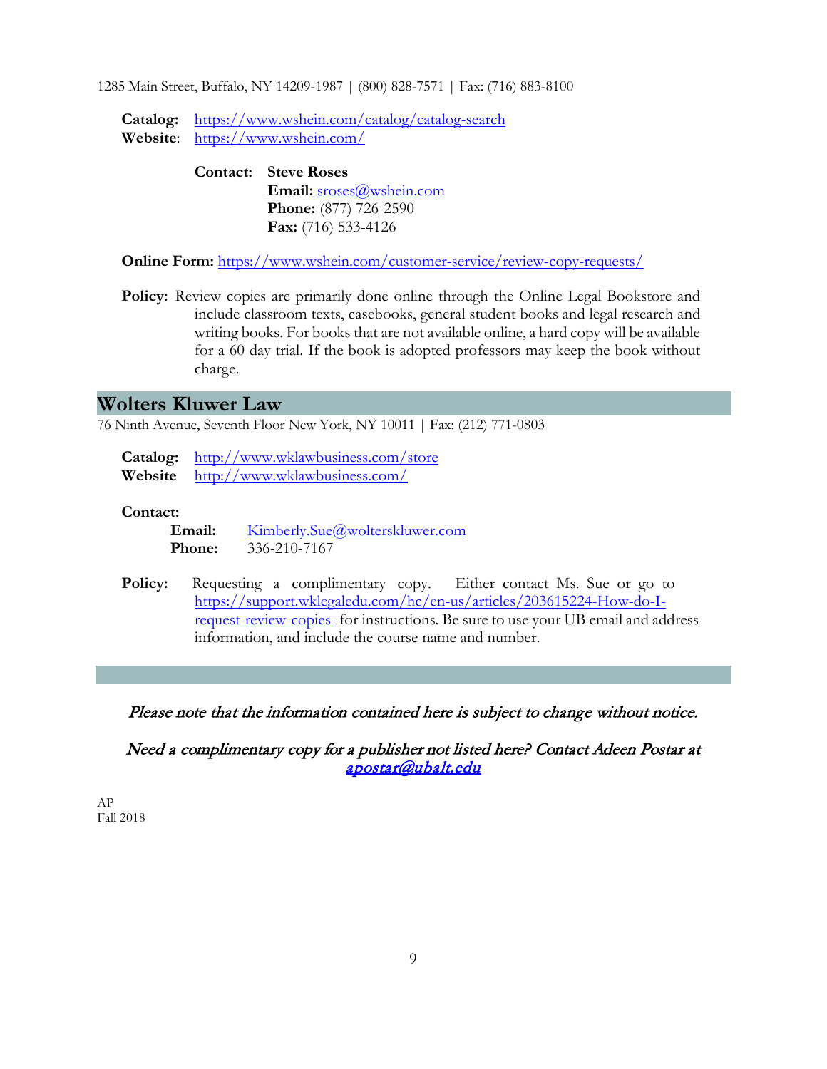1285 Main Street, Buffalo, NY 14209-1987 | (800) 828-7571 | Fax: (716) 883-8100

**Catalog:** https://www.wshein.com/catalog/catalog-search
**Website**: https://www.wshein.com/

**Contact:** **Steve Roses**
**Email:** sroses@wshein.com
**Phone:** (877) 726-2590
**Fax:** (716) 533-4126

**Online Form:** https://www.wshein.com/customer-service/review-copy-requests/

**Policy:** Review copies are primarily done online through the Online Legal Bookstore and include classroom texts, casebooks, general student books and legal research and writing books. For books that are not available online, a hard copy will be available for a 60 day trial. If the book is adopted professors may keep the book without charge.

## Wolters Kluwer Law

76 Ninth Avenue, Seventh Floor New York, NY 10011 | Fax: (212) 771-0803

**Catalog:** http://www.wklawbusiness.com/store
**Website** http://www.wklawbusiness.com/

**Contact:**
**Email:** Kimberly.Sue@wolterskluwer.com
**Phone:** 336-210-7167

**Policy:** Requesting a complimentary copy. Either contact Ms. Sue or go to https://support.wklegaledu.com/hc/en-us/articles/203615224-How-do-I-request-review-copies- for instructions. Be sure to use your UB email and address information, and include the course name and number.

*Please note that the information contained here is subject to change without notice.*

*Need a complimentary copy for a publisher not listed here? Contact Adeen Postar at apostar@ubalt.edu*

AP
Fall 2018